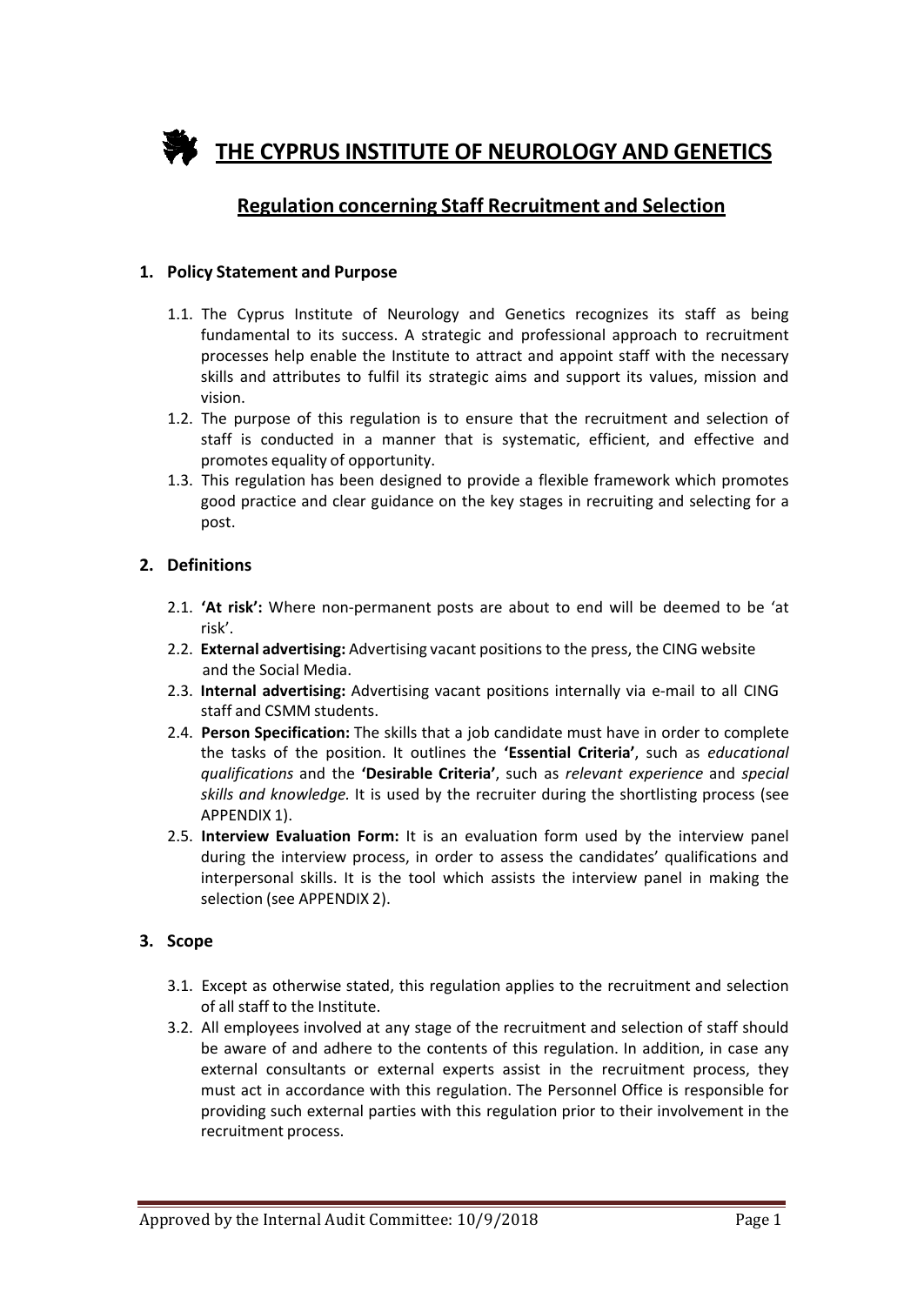# THE CYPRUS INSTITUTE OF NEUROLOGY AND GENETICS

## Regulation concerning Staff Recruitment and Selection

### 1. Policy Statement and Purpose

1.1. The Cyprus Institute of Neurology and Genetics recognizes its staff as being fundamental to its success. A strategic and professional approach to recruitment processes help enable the Institute to attract and appoint staff with the necessary skills and attributes to fulfil its strategic aims and support its values, mission and vision.

1.2. The purpose of this regulation is to ensure that the recruitment and selection of staff is conducted in a manner that is systematic, efficient, and effective and promotes equality of opportunity.

1.3. This regulation has been designed to provide a flexible framework which promotes good practice and clear guidance on the key stages in recruiting and selecting for a post.

### 2. Definitions

2.1. **'At risk':** Where non-permanent posts are about to end will be deemed to be 'at risk'.

2.2. **External advertising:** Advertising vacant positions to the press, the CING website and the Social Media.

2.3. **Internal advertising:** Advertising vacant positions internally via e-mail to all CING staff and CSMM students.

2.4. **Person Specification:** The skills that a job candidate must have in order to complete the tasks of the position. It outlines the **'Essential Criteria'**, such as *educational qualifications* and the **'Desirable Criteria'**, such as *relevant experience* and *special skills and knowledge.* It is used by the recruiter during the shortlisting process (see APPENDIX 1).

2.5. **Interview Evaluation Form:** It is an evaluation form used by the interview panel during the interview process, in order to assess the candidates' qualifications and interpersonal skills. It is the tool which assists the interview panel in making the selection (see APPENDIX 2).

### 3. Scope

3.1. Except as otherwise stated, this regulation applies to the recruitment and selection of all staff to the Institute.

3.2. All employees involved at any stage of the recruitment and selection of staff should be aware of and adhere to the contents of this regulation. In addition, in case any external consultants or external experts assist in the recruitment process, they must act in accordance with this regulation. The Personnel Office is responsible for providing such external parties with this regulation prior to their involvement in the recruitment process.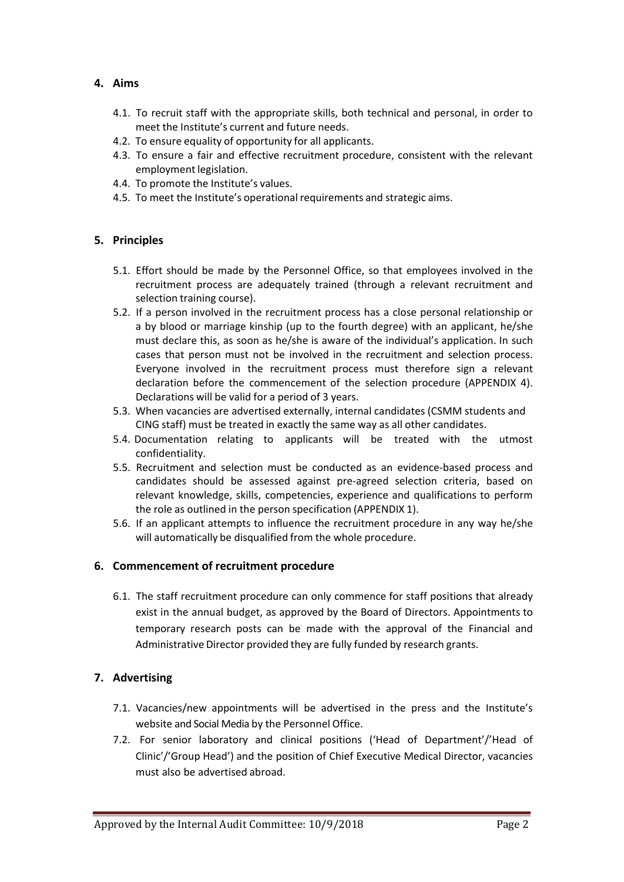## 4. Aims

4.1. To recruit staff with the appropriate skills, both technical and personal, in order to meet the Institute's current and future needs.

4.2. To ensure equality of opportunity for all applicants.

4.3. To ensure a fair and effective recruitment procedure, consistent with the relevant employment legislation.

4.4. To promote the Institute's values.

4.5. To meet the Institute's operational requirements and strategic aims.

## 5. Principles

5.1. Effort should be made by the Personnel Office, so that employees involved in the recruitment process are adequately trained (through a relevant recruitment and selection training course).

5.2. If a person involved in the recruitment process has a close personal relationship or a by blood or marriage kinship (up to the fourth degree) with an applicant, he/she must declare this, as soon as he/she is aware of the individual's application. In such cases that person must not be involved in the recruitment and selection process. Everyone involved in the recruitment process must therefore sign a relevant declaration before the commencement of the selection procedure (APPENDIX 4). Declarations will be valid for a period of 3 years.

5.3. When vacancies are advertised externally, internal candidates (CSMM students and CING staff) must be treated in exactly the same way as all other candidates.

5.4. Documentation relating to applicants will be treated with the utmost confidentiality.

5.5. Recruitment and selection must be conducted as an evidence-based process and candidates should be assessed against pre-agreed selection criteria, based on relevant knowledge, skills, competencies, experience and qualifications to perform the role as outlined in the person specification (APPENDIX 1).

5.6. If an applicant attempts to influence the recruitment procedure in any way he/she will automatically be disqualified from the whole procedure.

## 6. Commencement of recruitment procedure

6.1. The staff recruitment procedure can only commence for staff positions that already exist in the annual budget, as approved by the Board of Directors. Appointments to temporary research posts can be made with the approval of the Financial and Administrative Director provided they are fully funded by research grants.

## 7. Advertising

7.1. Vacancies/new appointments will be advertised in the press and the Institute's website and Social Media by the Personnel Office.

7.2. For senior laboratory and clinical positions ('Head of Department'/'Head of Clinic'/'Group Head') and the position of Chief Executive Medical Director, vacancies must also be advertised abroad.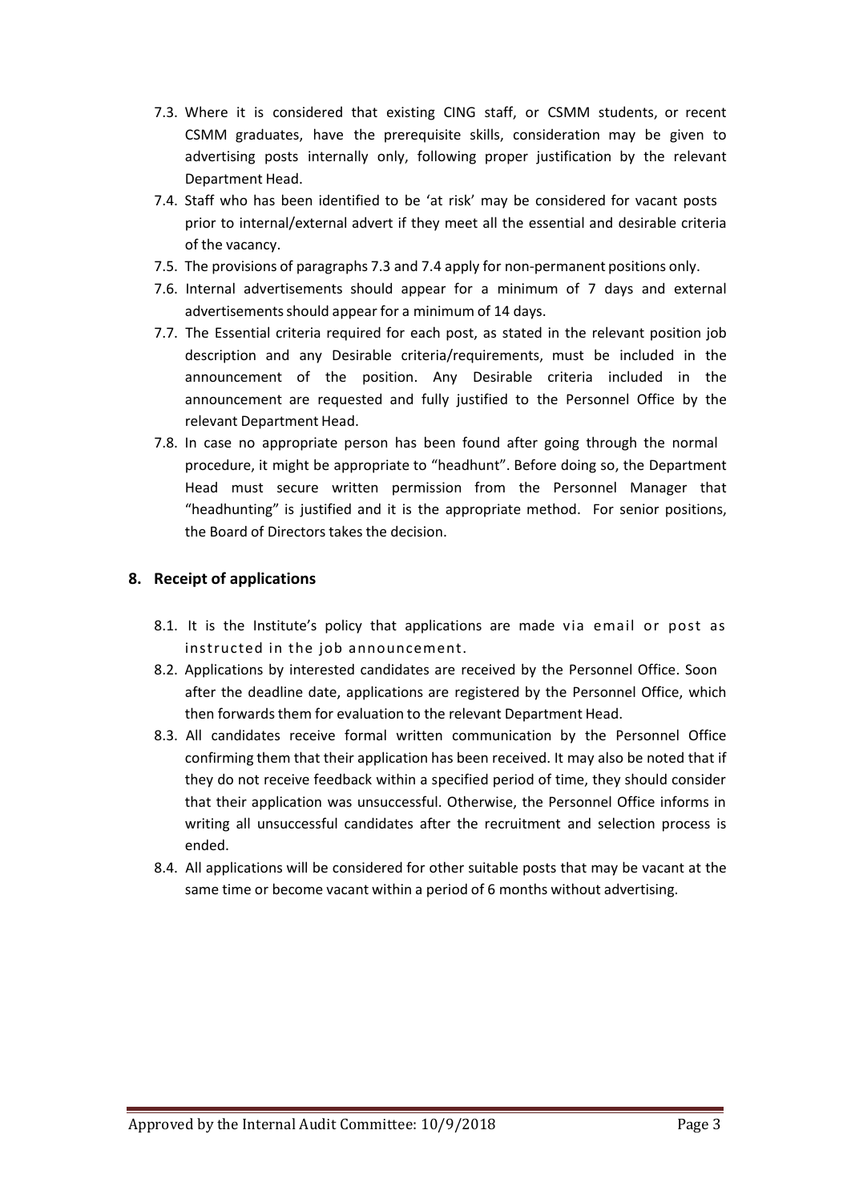7.3. Where it is considered that existing CING staff, or CSMM students, or recent CSMM graduates, have the prerequisite skills, consideration may be given to advertising posts internally only, following proper justification by the relevant Department Head.

7.4. Staff who has been identified to be 'at risk' may be considered for vacant posts prior to internal/external advert if they meet all the essential and desirable criteria of the vacancy.

7.5. The provisions of paragraphs 7.3 and 7.4 apply for non-permanent positions only.

7.6. Internal advertisements should appear for a minimum of 7 days and external advertisements should appear for a minimum of 14 days.

7.7. The Essential criteria required for each post, as stated in the relevant position job description and any Desirable criteria/requirements, must be included in the announcement of the position. Any Desirable criteria included in the announcement are requested and fully justified to the Personnel Office by the relevant Department Head.

7.8. In case no appropriate person has been found after going through the normal procedure, it might be appropriate to "headhunt". Before doing so, the Department Head must secure written permission from the Personnel Manager that "headhunting" is justified and it is the appropriate method. For senior positions, the Board of Directors takes the decision.

## 8. Receipt of applications

8.1. It is the Institute's policy that applications are made via email or post as instructed in the job announcement.

8.2. Applications by interested candidates are received by the Personnel Office. Soon after the deadline date, applications are registered by the Personnel Office, which then forwards them for evaluation to the relevant Department Head.

8.3. All candidates receive formal written communication by the Personnel Office confirming them that their application has been received. It may also be noted that if they do not receive feedback within a specified period of time, they should consider that their application was unsuccessful. Otherwise, the Personnel Office informs in writing all unsuccessful candidates after the recruitment and selection process is ended.

8.4. All applications will be considered for other suitable posts that may be vacant at the same time or become vacant within a period of 6 months without advertising.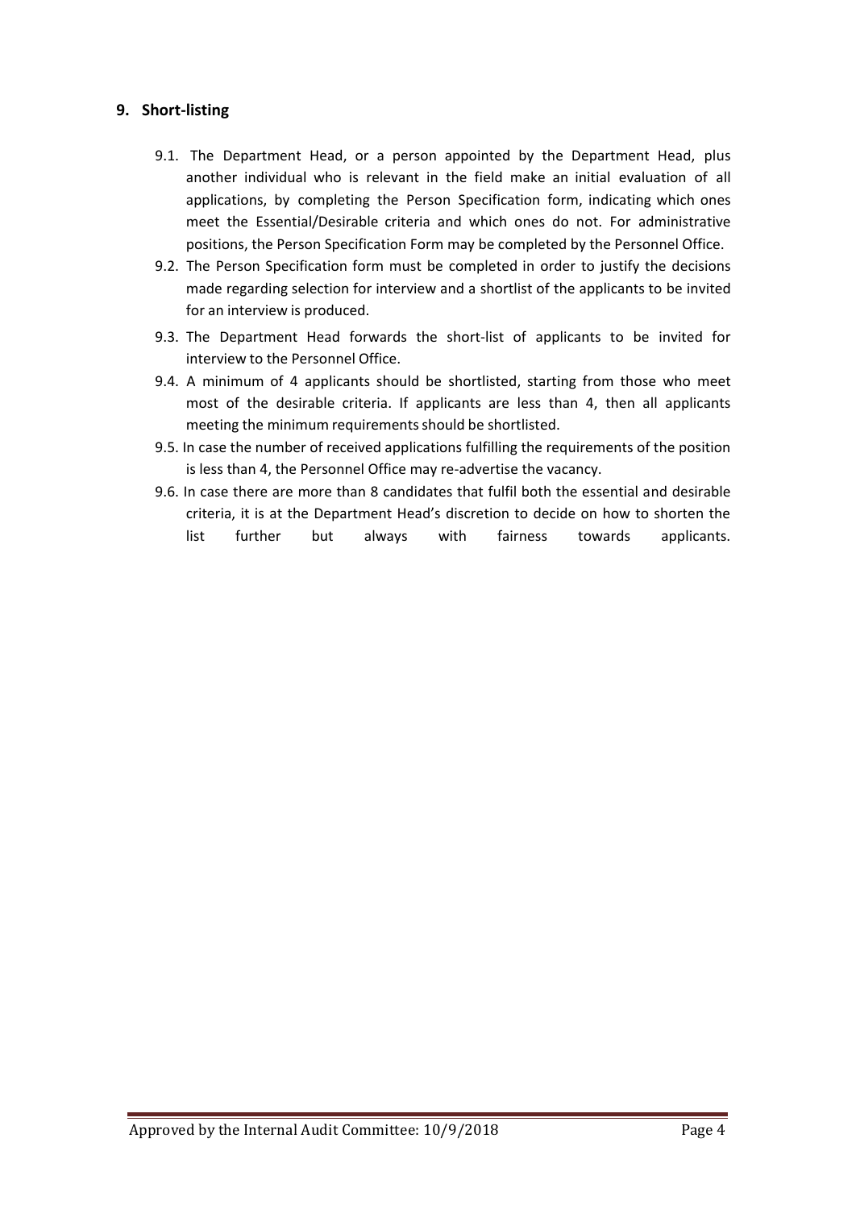## 9. Short-listing

9.1. The Department Head, or a person appointed by the Department Head, plus another individual who is relevant in the field make an initial evaluation of all applications, by completing the Person Specification form, indicating which ones meet the Essential/Desirable criteria and which ones do not. For administrative positions, the Person Specification Form may be completed by the Personnel Office.

9.2. The Person Specification form must be completed in order to justify the decisions made regarding selection for interview and a shortlist of the applicants to be invited for an interview is produced.

9.3. The Department Head forwards the short-list of applicants to be invited for interview to the Personnel Office.

9.4. A minimum of 4 applicants should be shortlisted, starting from those who meet most of the desirable criteria. If applicants are less than 4, then all applicants meeting the minimum requirements should be shortlisted.

9.5. In case the number of received applications fulfilling the requirements of the position is less than 4, the Personnel Office may re-advertise the vacancy.

9.6. In case there are more than 8 candidates that fulfil both the essential and desirable criteria, it is at the Department Head's discretion to decide on how to shorten the list further but always with fairness towards applicants.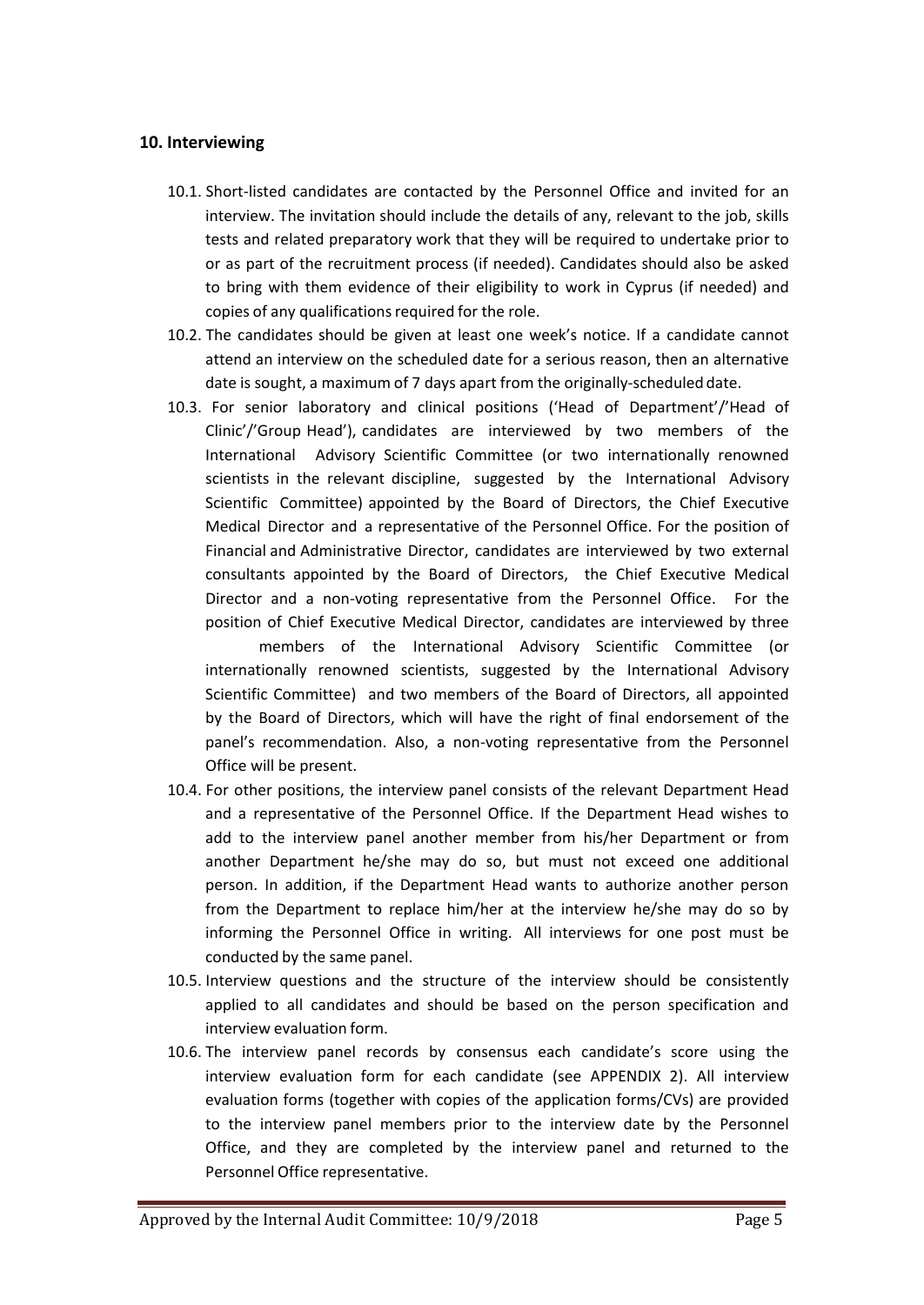## 10. Interviewing

10.1. Short-listed candidates are contacted by the Personnel Office and invited for an interview. The invitation should include the details of any, relevant to the job, skills tests and related preparatory work that they will be required to undertake prior to or as part of the recruitment process (if needed). Candidates should also be asked to bring with them evidence of their eligibility to work in Cyprus (if needed) and copies of any qualifications required for the role.

10.2. The candidates should be given at least one week's notice. If a candidate cannot attend an interview on the scheduled date for a serious reason, then an alternative date is sought, a maximum of 7 days apart from the originally-scheduled date.

10.3. For senior laboratory and clinical positions ('Head of Department'/'Head of Clinic'/'Group Head'), candidates are interviewed by two members of the International Advisory Scientific Committee (or two internationally renowned scientists in the relevant discipline, suggested by the International Advisory Scientific Committee) appointed by the Board of Directors, the Chief Executive Medical Director and a representative of the Personnel Office. For the position of Financial and Administrative Director, candidates are interviewed by two external consultants appointed by the Board of Directors, the Chief Executive Medical Director and a non-voting representative from the Personnel Office. For the position of Chief Executive Medical Director, candidates are interviewed by three members of the International Advisory Scientific Committee (or internationally renowned scientists, suggested by the International Advisory Scientific Committee) and two members of the Board of Directors, all appointed by the Board of Directors, which will have the right of final endorsement of the panel's recommendation. Also, a non-voting representative from the Personnel Office will be present.

10.4. For other positions, the interview panel consists of the relevant Department Head and a representative of the Personnel Office. If the Department Head wishes to add to the interview panel another member from his/her Department or from another Department he/she may do so, but must not exceed one additional person. In addition, if the Department Head wants to authorize another person from the Department to replace him/her at the interview he/she may do so by informing the Personnel Office in writing. All interviews for one post must be conducted by the same panel.

10.5. Interview questions and the structure of the interview should be consistently applied to all candidates and should be based on the person specification and interview evaluation form.

10.6. The interview panel records by consensus each candidate's score using the interview evaluation form for each candidate (see APPENDIX 2). All interview evaluation forms (together with copies of the application forms/CVs) are provided to the interview panel members prior to the interview date by the Personnel Office, and they are completed by the interview panel and returned to the Personnel Office representative.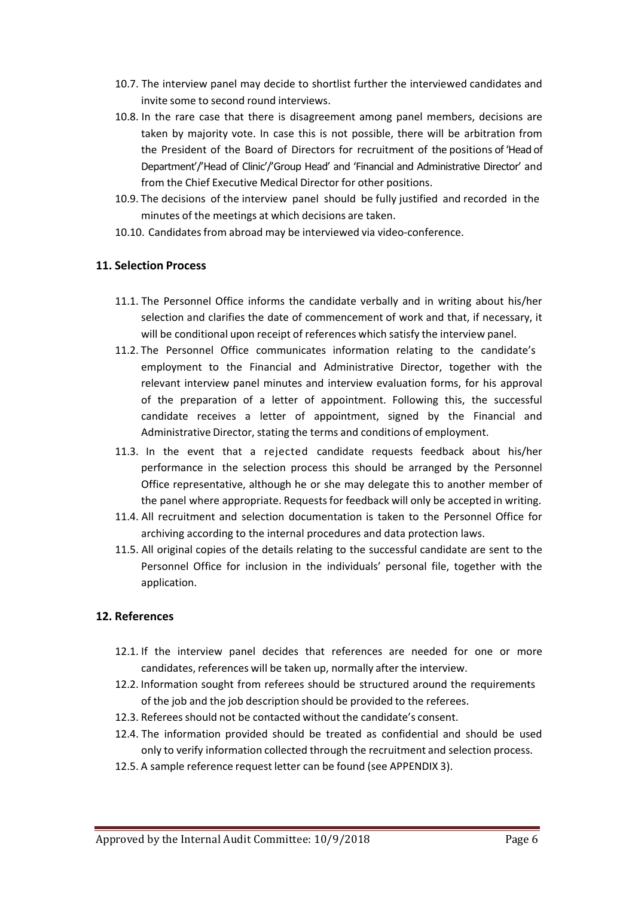10.7. The interview panel may decide to shortlist further the interviewed candidates and invite some to second round interviews.

10.8. In the rare case that there is disagreement among panel members, decisions are taken by majority vote. In case this is not possible, there will be arbitration from the President of the Board of Directors for recruitment of the positions of 'Head of Department'/'Head of Clinic'/'Group Head' and 'Financial and Administrative Director' and from the Chief Executive Medical Director for other positions.

10.9. The decisions of the interview panel should be fully justified and recorded in the minutes of the meetings at which decisions are taken.

10.10. Candidates from abroad may be interviewed via video-conference.

## 11. Selection Process

11.1. The Personnel Office informs the candidate verbally and in writing about his/her selection and clarifies the date of commencement of work and that, if necessary, it will be conditional upon receipt of references which satisfy the interview panel.

11.2. The Personnel Office communicates information relating to the candidate's employment to the Financial and Administrative Director, together with the relevant interview panel minutes and interview evaluation forms, for his approval of the preparation of a letter of appointment. Following this, the successful candidate receives a letter of appointment, signed by the Financial and Administrative Director, stating the terms and conditions of employment.

11.3. In the event that a rejected candidate requests feedback about his/her performance in the selection process this should be arranged by the Personnel Office representative, although he or she may delegate this to another member of the panel where appropriate. Requests for feedback will only be accepted in writing.

11.4. All recruitment and selection documentation is taken to the Personnel Office for archiving according to the internal procedures and data protection laws.

11.5. All original copies of the details relating to the successful candidate are sent to the Personnel Office for inclusion in the individuals' personal file, together with the application.

## 12. References

12.1. If the interview panel decides that references are needed for one or more candidates, references will be taken up, normally after the interview.

12.2. Information sought from referees should be structured around the requirements of the job and the job description should be provided to the referees.

12.3. Referees should not be contacted without the candidate's consent.

12.4. The information provided should be treated as confidential and should be used only to verify information collected through the recruitment and selection process.

12.5. A sample reference request letter can be found (see APPENDIX 3).

Approved by the Internal Audit Committee: 10/9/2018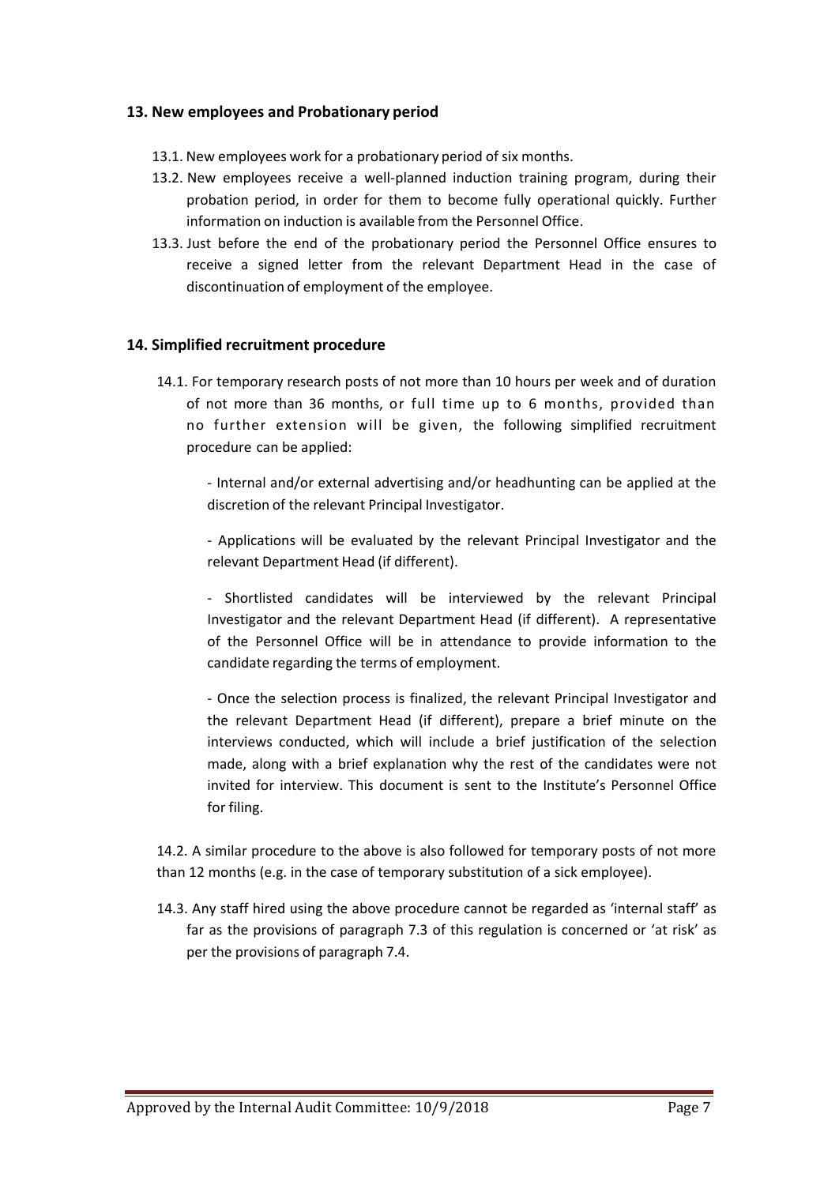## 13. New employees and Probationary period

13.1. New employees work for a probationary period of six months.

13.2. New employees receive a well-planned induction training program, during their probation period, in order for them to become fully operational quickly. Further information on induction is available from the Personnel Office.

13.3. Just before the end of the probationary period the Personnel Office ensures to receive a signed letter from the relevant Department Head in the case of discontinuation of employment of the employee.

## 14. Simplified recruitment procedure

14.1. For temporary research posts of not more than 10 hours per week and of duration of not more than 36 months, or full time up to 6 months, provided than no further extension will be given, the following simplified recruitment procedure can be applied:

- Internal and/or external advertising and/or headhunting can be applied at the discretion of the relevant Principal Investigator.

- Applications will be evaluated by the relevant Principal Investigator and the relevant Department Head (if different).

- Shortlisted candidates will be interviewed by the relevant Principal Investigator and the relevant Department Head (if different). A representative of the Personnel Office will be in attendance to provide information to the candidate regarding the terms of employment.

- Once the selection process is finalized, the relevant Principal Investigator and the relevant Department Head (if different), prepare a brief minute on the interviews conducted, which will include a brief justification of the selection made, along with a brief explanation why the rest of the candidates were not invited for interview. This document is sent to the Institute's Personnel Office for filing.

14.2. A similar procedure to the above is also followed for temporary posts of not more than 12 months (e.g. in the case of temporary substitution of a sick employee).

14.3. Any staff hired using the above procedure cannot be regarded as 'internal staff' as far as the provisions of paragraph 7.3 of this regulation is concerned or 'at risk' as per the provisions of paragraph 7.4.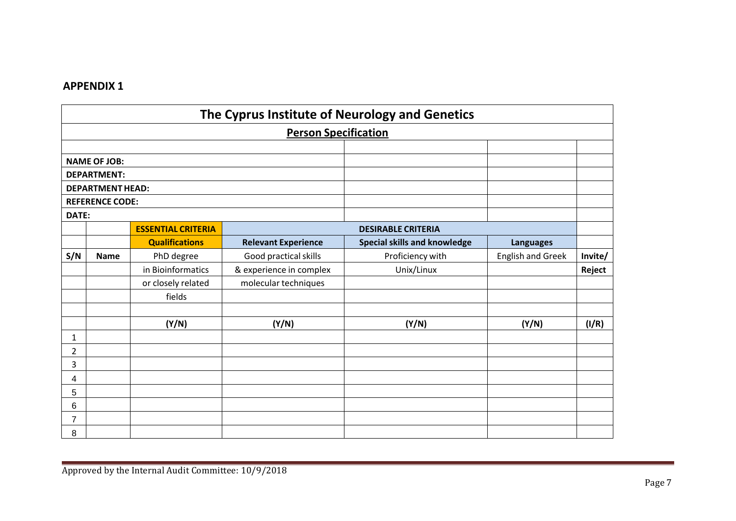## APPENDIX 1

| The Cyprus Institute of Neurology and Genetics | | | | | | |
|---|---|---|---|---|---|---|
| **Person Specification** | | | | | | |
| | | | | | | |
| **NAME OF JOB:** | | | | | | |
| **DEPARTMENT:** | | | | | | |
| **DEPARTMENT HEAD:** | | | | | | |
| **REFERENCE CODE:** | | | | | | |
| **DATE:** | | | | | | |
| | | **ESSENTIAL CRITERIA** | **DESIRABLE CRITERIA** | | | |
| | | **Qualifications** | **Relevant Experience** | **Special skills and knowledge** | **Languages** | |
| **S/N** | **Name** | PhD degree in Bioinformatics or closely related fields | Good practical skills & experience in complex molecular techniques | Proficiency with Unix/Linux | English and Greek | **Invite/ Reject** |
| | | **(Y/N)** | **(Y/N)** | **(Y/N)** | **(Y/N)** | **(I/R)** |
| 1 | | | | | | |
| 2 | | | | | | |
| 3 | | | | | | |
| 4 | | | | | | |
| 5 | | | | | | |
| 6 | | | | | | |
| 7 | | | | | | |
| 8 | | | | | | |

Approved by the Internal Audit Committee: 10/9/2018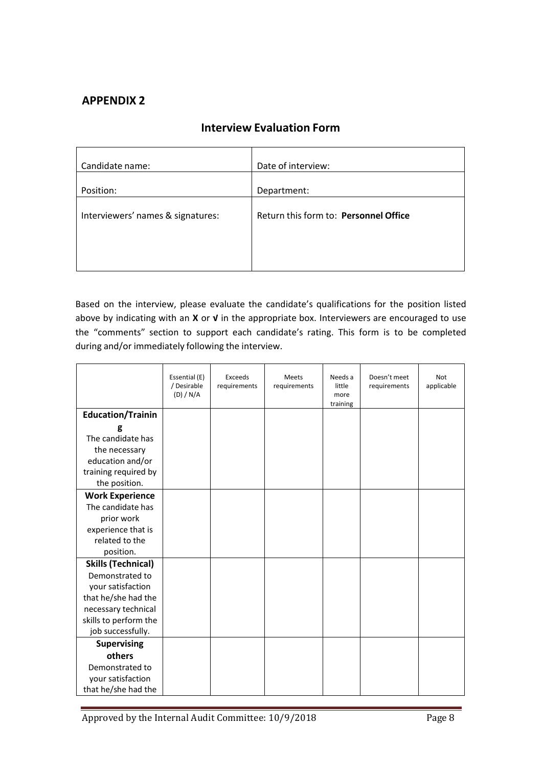## APPENDIX 2

### Interview Evaluation Form

| Candidate name: | Date of interview: |
| --- | --- |
| Position: | Department: |
| Interviewers' names & signatures: | Return this form to: **Personnel Office** |

Based on the interview, please evaluate the candidate's qualifications for the position listed above by indicating with an **X** or **√** in the appropriate box. Interviewers are encouraged to use the "comments" section to support each candidate's rating. This form is to be completed during and/or immediately following the interview.

| | Essential (E) / Desirable (D) / N/A | Exceeds requirements | Meets requirements | Needs a little more training | Doesn't meet requirements | Not applicable |
| --- | --- | --- | --- | --- | --- | --- |
| **Education/Training** The candidate has the necessary education and/or training required by the position. | | | | | | |
| **Work Experience** The candidate has prior work experience that is related to the position. | | | | | | |
| **Skills (Technical)** Demonstrated to your satisfaction that he/she had the necessary technical skills to perform the job successfully. | | | | | | |
| **Supervising others** Demonstrated to your satisfaction that he/she had the | | | | | | |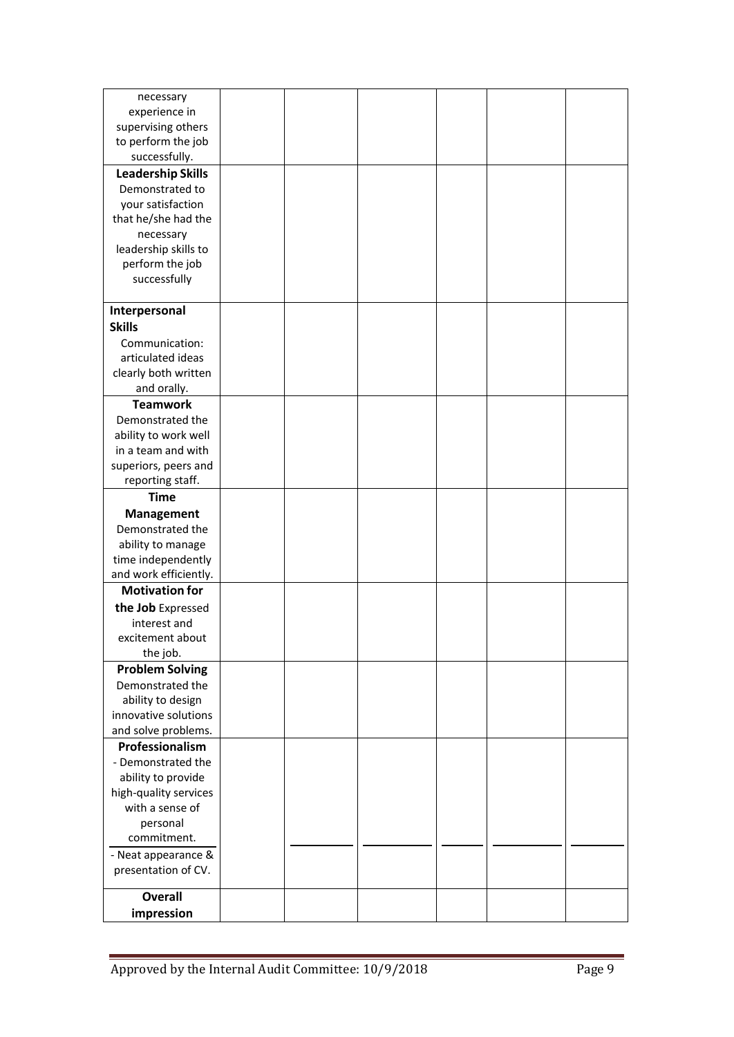| | | | | | |
|---|---|---|---|---|---|
| necessary experience in supervising others to perform the job successfully. | | | | | |
| **Leadership Skills** Demonstrated to your satisfaction that he/she had the necessary leadership skills to perform the job successfully | | | | | |
| **Interpersonal Skills** Communication: articulated ideas clearly both written and orally. | | | | | |
| **Teamwork** Demonstrated the ability to work well in a team and with superiors, peers and reporting staff. | | | | | |
| **Time Management** Demonstrated the ability to manage time independently and work efficiently. | | | | | |
| **Motivation for the Job** Expressed interest and excitement about the job. | | | | | |
| **Problem Solving** Demonstrated the ability to design innovative solutions and solve problems. | | | | | |
| **Professionalism** - Demonstrated the ability to provide high-quality services with a sense of personal commitment. | | | | | |
| - Neat appearance & presentation of CV. | | | | | |
| **Overall impression** | | | | | |

Approved by the Internal Audit Committee: 10/9/2018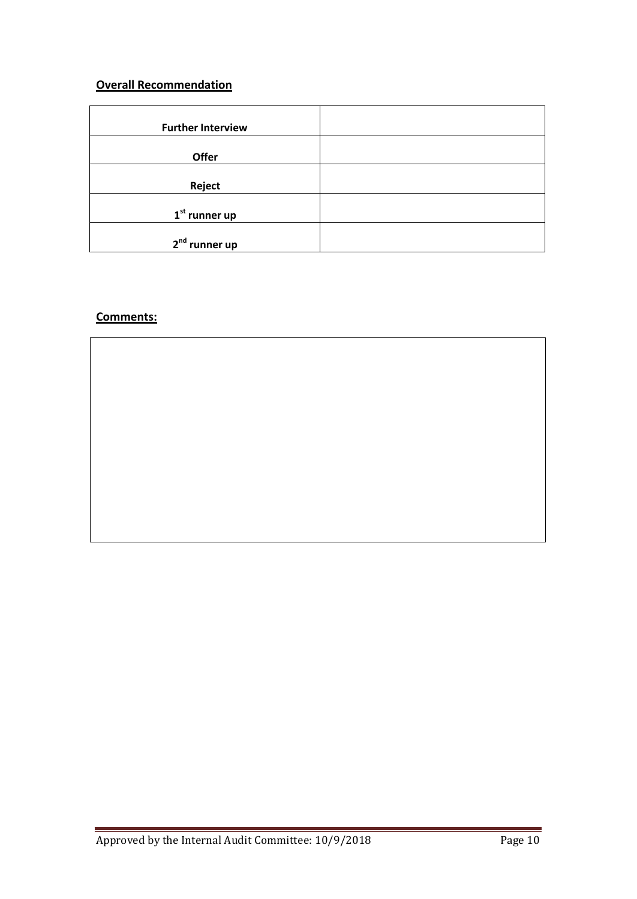**Overall Recommendation**

| | |
|---|---|
| **Further Interview** | |
| **Offer** | |
| **Reject** | |
| **1st runner up** | |
| **2nd runner up** | |

**Comments:**

| |
|---|
| |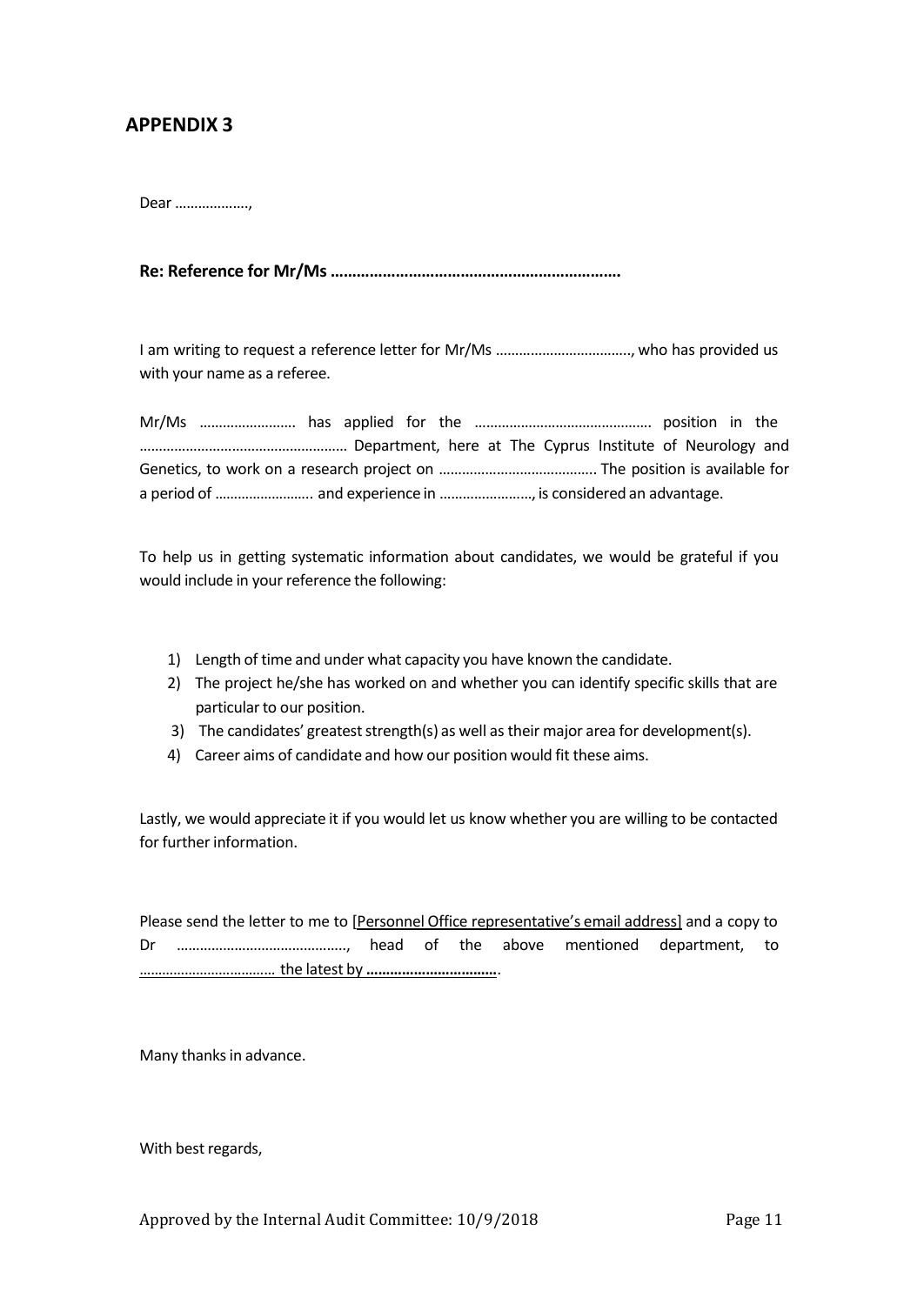# APPENDIX 3

Dear ……………….,

**Re: Reference for Mr/Ms ………………………………………………………….**

I am writing to request a reference letter for Mr/Ms ………………………………, who has provided us with your name as a referee.

Mr/Ms ……………………. has applied for the ………………………………………. position in the ……………………………………………… Department, here at The Cyprus Institute of Neurology and Genetics, to work on a research project on ………………………………….. The position is available for a period of …………………….. and experience in ……………………, is considered an advantage.

To help us in getting systematic information about candidates, we would be grateful if you would include in your reference the following:

1) Length of time and under what capacity you have known the candidate.
2) The project he/she has worked on and whether you can identify specific skills that are particular to our position.
3) The candidates' greatest strength(s) as well as their major area for development(s).
4) Career aims of candidate and how our position would fit these aims.

Lastly, we would appreciate it if you would let us know whether you are willing to be contacted for further information.

Please send the letter to me to [Personnel Office representative's email address] and a copy to Dr ……………………………………., head of the above mentioned department, to ……………………………… the latest by **……………………………**.

Many thanks in advance.

With best regards,

Approved by the Internal Audit Committee: 10/9/2018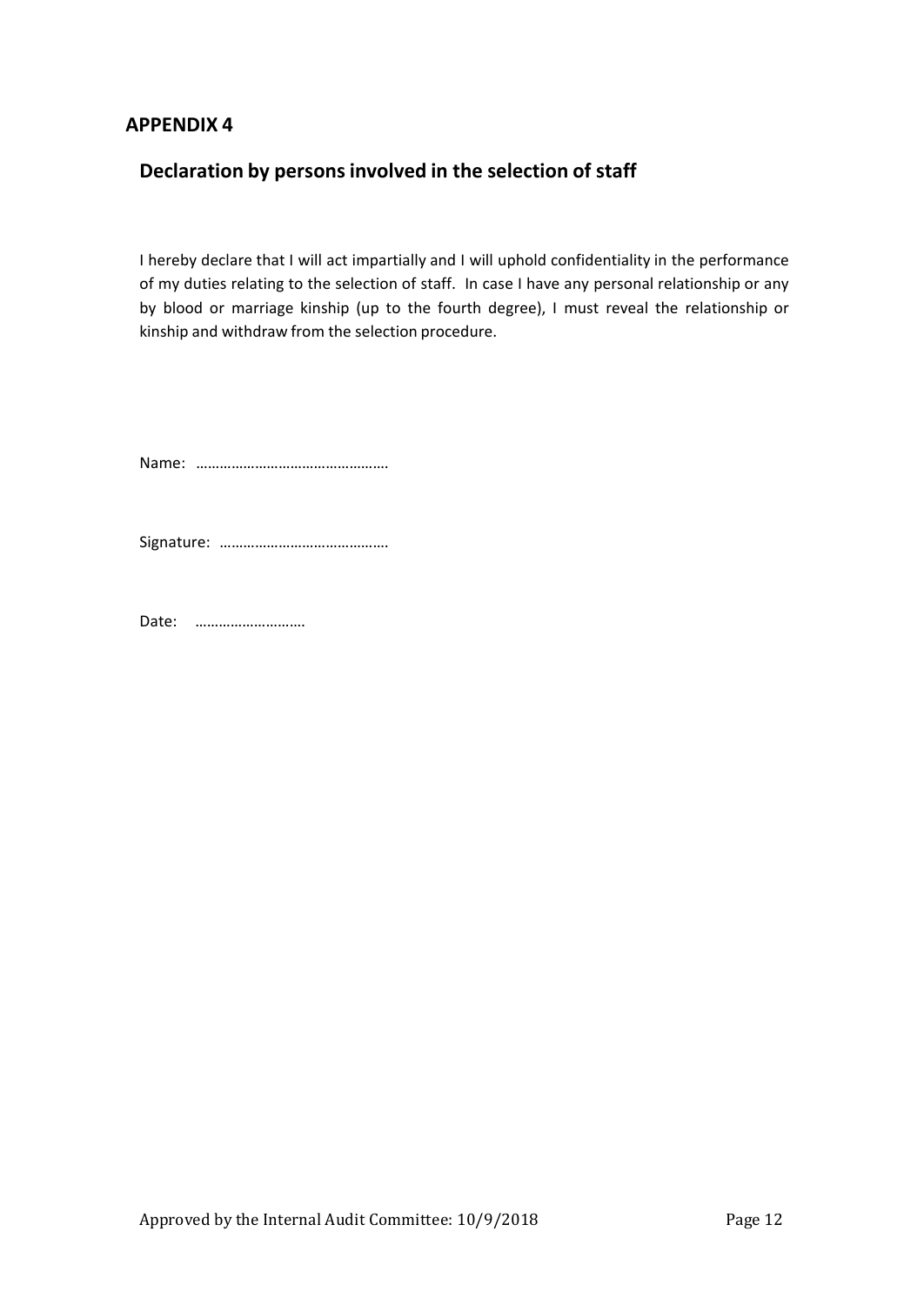## APPENDIX 4

### Declaration by persons involved in the selection of staff

I hereby declare that I will act impartially and I will uphold confidentiality in the performance of my duties relating to the selection of staff. In case I have any personal relationship or any by blood or marriage kinship (up to the fourth degree), I must reveal the relationship or kinship and withdraw from the selection procedure.

Name: ………………………………………….

Signature: …………………………………….

Date: ……………………….

Approved by the Internal Audit Committee: 10/9/2018